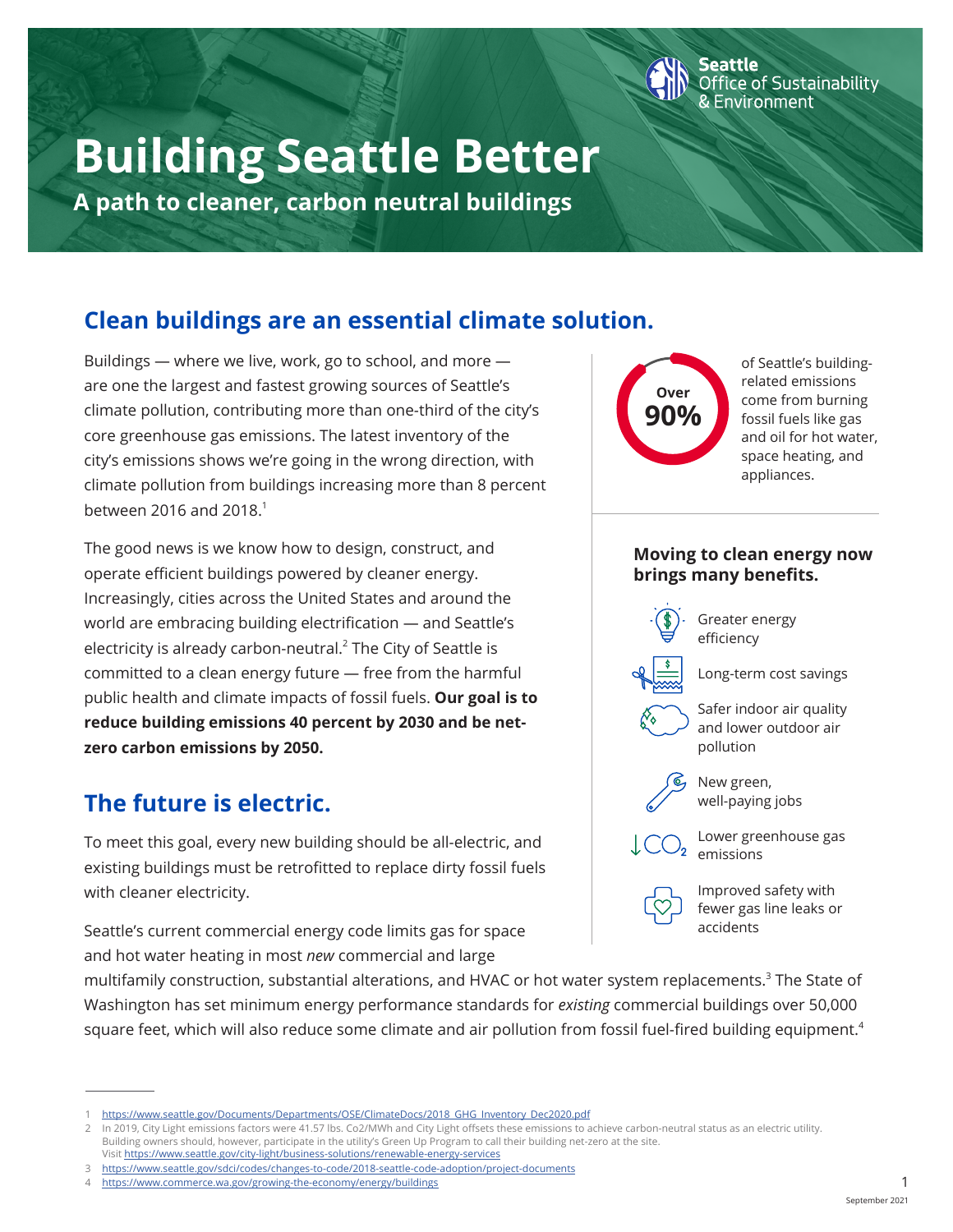Seattle Office of Sustainability & Environment

# Building Seattle Better

**A path to cleaner, carbon neutral buildings**

## Clean buildings are an essential climate solution.

Buildings — where we live, work, go to school, and more — are one the largest and fastest growing sources of Seattle's climate pollution, contributing more than one-third of the city's core greenhouse gas emissions. The latest inventory of the city's emissions shows we're going in the wrong direction, with climate pollution from buildings increasing more than 8 percent between 2016 and 2018.[1]

The good news is we know how to design, construct, and operate efficient buildings powered by cleaner energy. Increasingly, cities across the United States and around the world are embracing building electrification — and Seattle's electricity is already carbon-neutral.[2] The City of Seattle is committed to a clean energy future — free from the harmful public health and climate impacts of fossil fuels. **Our goal is to reduce building emissions 40 percent by 2030 and be net-zero carbon emissions by 2050.**

**Over 90%** of Seattle's building-related emissions come from burning fossil fuels like gas and oil for hot water, space heating, and appliances.

**Moving to clean energy now brings many benefits.**

- Greater energy efficiency
- Long-term cost savings
- Safer indoor air quality and lower outdoor air pollution
- New green, well-paying jobs
- Lower greenhouse gas emissions
- Improved safety with fewer gas line leaks or accidents

## The future is electric.

To meet this goal, every new building should be all-electric, and existing buildings must be retrofitted to replace dirty fossil fuels with cleaner electricity.

Seattle's current commercial energy code limits gas for space and hot water heating in most *new* commercial and large multifamily construction, substantial alterations, and HVAC or hot water system replacements.[3] The State of Washington has set minimum energy performance standards for *existing* commercial buildings over 50,000 square feet, which will also reduce some climate and air pollution from fossil fuel-fired building equipment.[4]

---

1 https://www.seattle.gov/Documents/Departments/OSE/ClimateDocs/2018_GHG_Inventory_Dec2020.pdf

2 In 2019, City Light emissions factors were 41.57 lbs. Co2/MWh and City Light offsets these emissions to achieve carbon-neutral status as an electric utility. Building owners should, however, participate in the utility's Green Up Program to call their building net-zero at the site. Visit https://www.seattle.gov/city-light/business-solutions/renewable-energy-services

3 https://www.seattle.gov/sdci/codes/changes-to-code/2018-seattle-code-adoption/project-documents

4 https://www.commerce.wa.gov/growing-the-economy/energy/buildings

September 2021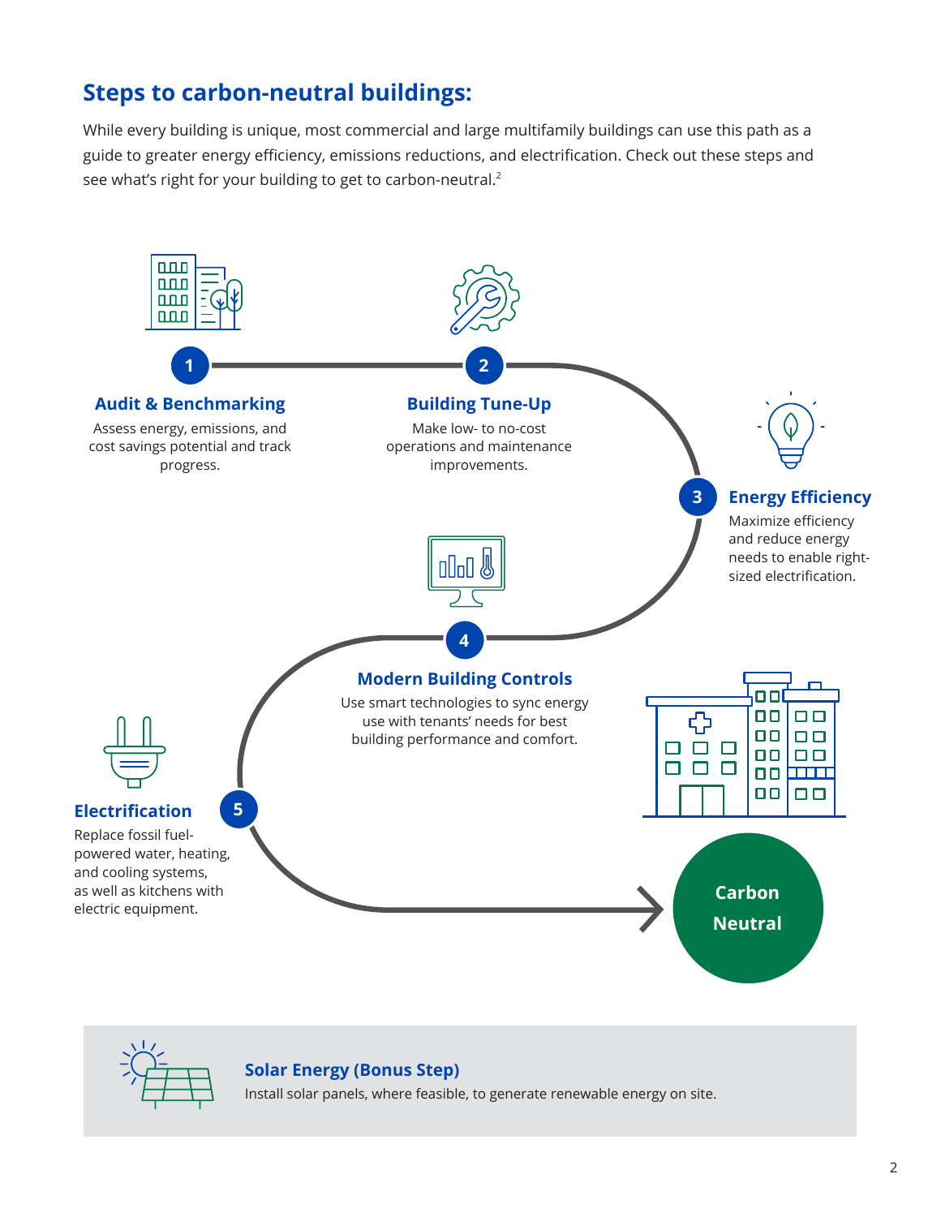## Steps to carbon-neutral buildings:

While every building is unique, most commercial and large multifamily buildings can use this path as a guide to greater energy efficiency, emissions reductions, and electrification. Check out these steps and see what's right for your building to get to carbon-neutral.[2]

**1 Audit & Benchmarking**

Assess energy, emissions, and cost savings potential and track progress.

**2 Building Tune-Up**

Make low- to no-cost operations and maintenance improvements.

**3 Energy Efficiency**

Maximize efficiency and reduce energy needs to enable right-sized electrification.

**4 Modern Building Controls**

Use smart technologies to sync energy use with tenants' needs for best building performance and comfort.

**5 Electrification**

Replace fossil fuel-powered water, heating, and cooling systems, as well as kitchens with electric equipment.

**Carbon Neutral**

**Solar Energy (Bonus Step)**

Install solar panels, where feasible, to generate renewable energy on site.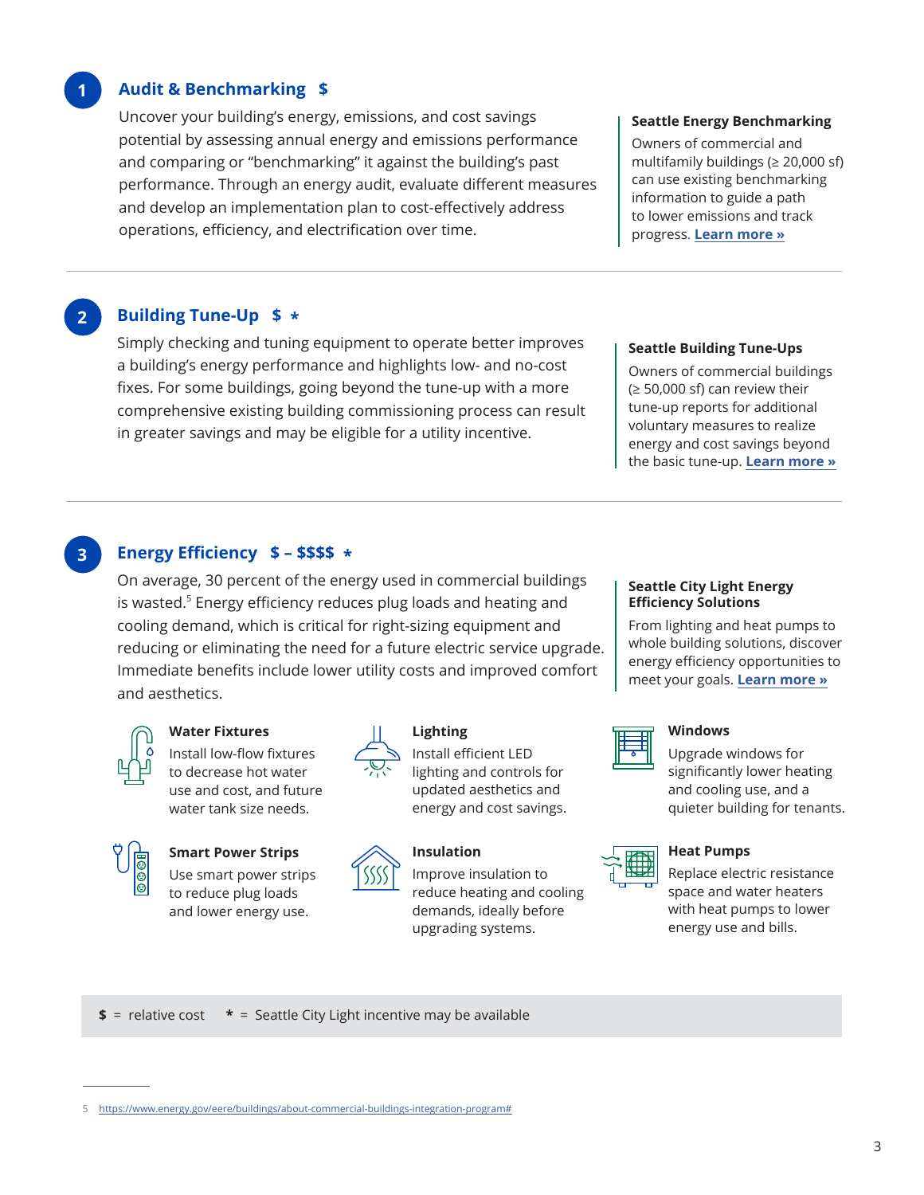## 1 Audit & Benchmarking $

Uncover your building's energy, emissions, and cost savings potential by assessing annual energy and emissions performance and comparing or "benchmarking" it against the building's past performance. Through an energy audit, evaluate different measures and develop an implementation plan to cost-effectively address operations, efficiency, and electrification over time.

**Seattle Energy Benchmarking**

Owners of commercial and multifamily buildings (≥ 20,000 sf) can use existing benchmarking information to guide a path to lower emissions and track progress. **Learn more »**

---

## 2 Building Tune-Up $ *

Simply checking and tuning equipment to operate better improves a building's energy performance and highlights low- and no-cost fixes. For some buildings, going beyond the tune-up with a more comprehensive existing building commissioning process can result in greater savings and may be eligible for a utility incentive.

**Seattle Building Tune-Ups**

Owners of commercial buildings (≥ 50,000 sf) can review their tune-up reports for additional voluntary measures to realize energy and cost savings beyond the basic tune-up. **Learn more »**

---

## 3 Energy Efficiency $ – $$$$ *

On average, 30 percent of the energy used in commercial buildings is wasted.[5] Energy efficiency reduces plug loads and heating and cooling demand, which is critical for right-sizing equipment and reducing or eliminating the need for a future electric service upgrade. Immediate benefits include lower utility costs and improved comfort and aesthetics.

**Seattle City Light Energy Efficiency Solutions**

From lighting and heat pumps to whole building solutions, discover energy efficiency opportunities to meet your goals. **Learn more »**

**Water Fixtures**

Install low-flow fixtures to decrease hot water use and cost, and future water tank size needs.

**Lighting**

Install efficient LED lighting and controls for updated aesthetics and energy and cost savings.

**Windows**

Upgrade windows for significantly lower heating and cooling use, and a quieter building for tenants.

**Smart Power Strips**

Use smart power strips to reduce plug loads and lower energy use.

**Insulation**

Improve insulation to reduce heating and cooling demands, ideally before upgrading systems.

**Heat Pumps**

Replace electric resistance space and water heaters with heat pumps to lower energy use and bills.

**$** = relative cost  **\*** = Seattle City Light incentive may be available

5 https://www.energy.gov/eere/buildings/about-commercial-buildings-integration-program#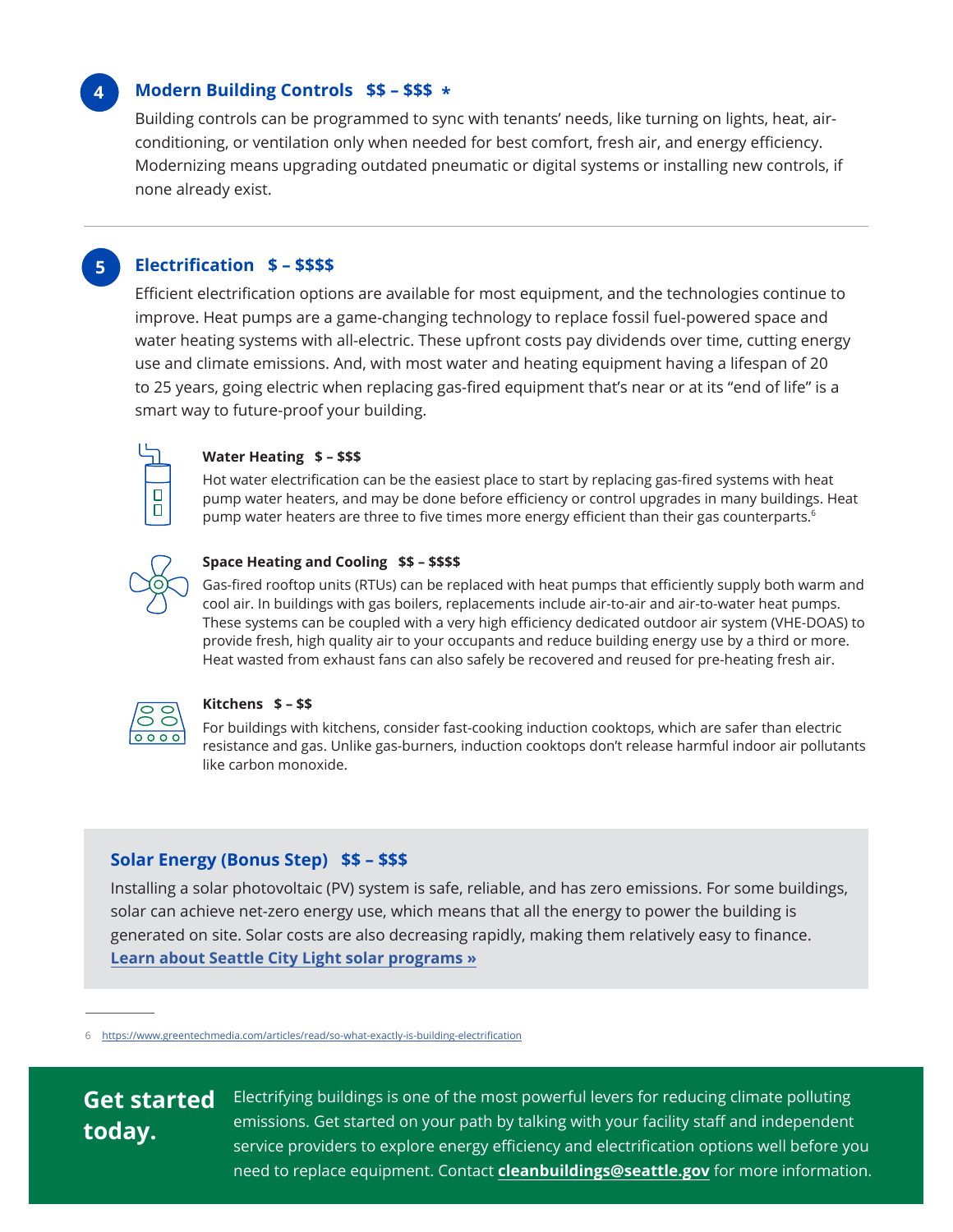## 4 Modern Building Controls $$ – $$$ *

Building controls can be programmed to sync with tenants' needs, like turning on lights, heat, air-conditioning, or ventilation only when needed for best comfort, fresh air, and energy efficiency. Modernizing means upgrading outdated pneumatic or digital systems or installing new controls, if none already exist.

---

## 5 Electrification $ – $$$$

Efficient electrification options are available for most equipment, and the technologies continue to improve. Heat pumps are a game-changing technology to replace fossil fuel-powered space and water heating systems with all-electric. These upfront costs pay dividends over time, cutting energy use and climate emissions. And, with most water and heating equipment having a lifespan of 20 to 25 years, going electric when replacing gas-fired equipment that's near or at its "end of life" is a smart way to future-proof your building.

**Water Heating $ – $$$**

Hot water electrification can be the easiest place to start by replacing gas-fired systems with heat pump water heaters, and may be done before efficiency or control upgrades in many buildings. Heat pump water heaters are three to five times more energy efficient than their gas counterparts.[6]

**Space Heating and Cooling $$ – $$$$**

Gas-fired rooftop units (RTUs) can be replaced with heat pumps that efficiently supply both warm and cool air. In buildings with gas boilers, replacements include air-to-air and air-to-water heat pumps. These systems can be coupled with a very high efficiency dedicated outdoor air system (VHE-DOAS) to provide fresh, high quality air to your occupants and reduce building energy use by a third or more. Heat wasted from exhaust fans can also safely be recovered and reused for pre-heating fresh air.

**Kitchens $ – $$**

For buildings with kitchens, consider fast-cooking induction cooktops, which are safer than electric resistance and gas. Unlike gas-burners, induction cooktops don't release harmful indoor air pollutants like carbon monoxide.

### Solar Energy (Bonus Step) $$ – $$$

Installing a solar photovoltaic (PV) system is safe, reliable, and has zero emissions. For some buildings, solar can achieve net-zero energy use, which means that all the energy to power the building is generated on site. Solar costs are also decreasing rapidly, making them relatively easy to finance.
[Learn about Seattle City Light solar programs »]

6 https://www.greentechmedia.com/articles/read/so-what-exactly-is-building-electrification

## Get started today.

Electrifying buildings is one of the most powerful levers for reducing climate polluting emissions. Get started on your path by talking with your facility staff and independent service providers to explore energy efficiency and electrification options well before you need to replace equipment. Contact **cleanbuildings@seattle.gov** for more information.